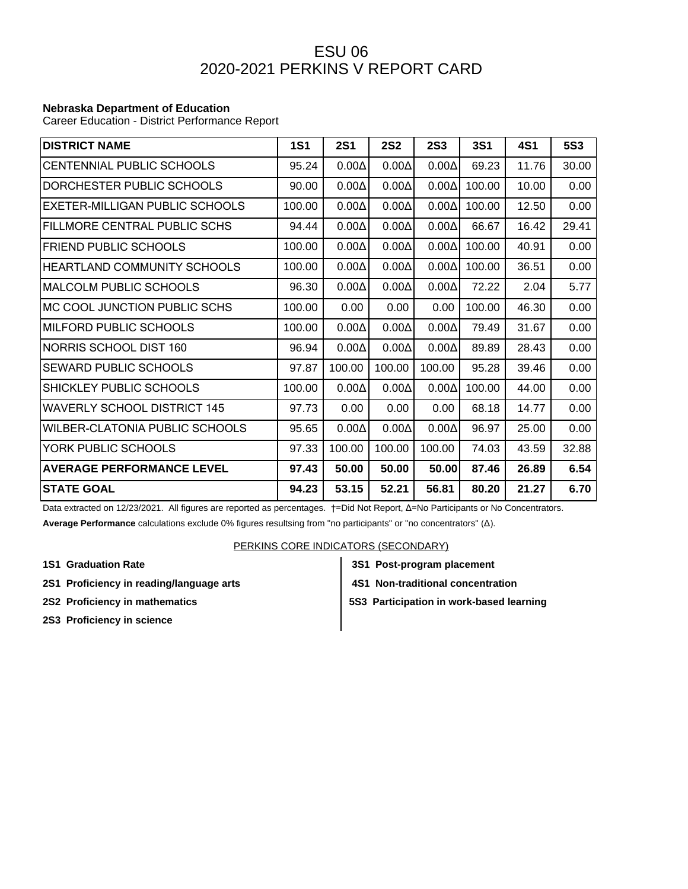# ESU 06
# 2020-2021 PERKINS V REPORT CARD

**Nebraska Department of Education**
Career Education - District Performance Report

| DISTRICT NAME | 1S1 | 2S1 | 2S2 | 2S3 | 3S1 | 4S1 | 5S3 |
|---|---|---|---|---|---|---|---|
| CENTENNIAL PUBLIC SCHOOLS | 95.24 | 0.00Δ | 0.00Δ | 0.00Δ | 69.23 | 11.76 | 30.00 |
| DORCHESTER PUBLIC SCHOOLS | 90.00 | 0.00Δ | 0.00Δ | 0.00Δ | 100.00 | 10.00 | 0.00 |
| EXETER-MILLIGAN PUBLIC SCHOOLS | 100.00 | 0.00Δ | 0.00Δ | 0.00Δ | 100.00 | 12.50 | 0.00 |
| FILLMORE CENTRAL PUBLIC SCHS | 94.44 | 0.00Δ | 0.00Δ | 0.00Δ | 66.67 | 16.42 | 29.41 |
| FRIEND PUBLIC SCHOOLS | 100.00 | 0.00Δ | 0.00Δ | 0.00Δ | 100.00 | 40.91 | 0.00 |
| HEARTLAND COMMUNITY SCHOOLS | 100.00 | 0.00Δ | 0.00Δ | 0.00Δ | 100.00 | 36.51 | 0.00 |
| MALCOLM PUBLIC SCHOOLS | 96.30 | 0.00Δ | 0.00Δ | 0.00Δ | 72.22 | 2.04 | 5.77 |
| MC COOL JUNCTION PUBLIC SCHS | 100.00 | 0.00 | 0.00 | 0.00 | 100.00 | 46.30 | 0.00 |
| MILFORD PUBLIC SCHOOLS | 100.00 | 0.00Δ | 0.00Δ | 0.00Δ | 79.49 | 31.67 | 0.00 |
| NORRIS SCHOOL DIST 160 | 96.94 | 0.00Δ | 0.00Δ | 0.00Δ | 89.89 | 28.43 | 0.00 |
| SEWARD PUBLIC SCHOOLS | 97.87 | 100.00 | 100.00 | 100.00 | 95.28 | 39.46 | 0.00 |
| SHICKLEY PUBLIC SCHOOLS | 100.00 | 0.00Δ | 0.00Δ | 0.00Δ | 100.00 | 44.00 | 0.00 |
| WAVERLY SCHOOL DISTRICT 145 | 97.73 | 0.00 | 0.00 | 0.00 | 68.18 | 14.77 | 0.00 |
| WILBER-CLATONIA PUBLIC SCHOOLS | 95.65 | 0.00Δ | 0.00Δ | 0.00Δ | 96.97 | 25.00 | 0.00 |
| YORK PUBLIC SCHOOLS | 97.33 | 100.00 | 100.00 | 100.00 | 74.03 | 43.59 | 32.88 |
| **AVERAGE PERFORMANCE LEVEL** | **97.43** | **50.00** | **50.00** | **50.00** | **87.46** | **26.89** | **6.54** |
| **STATE GOAL** | **94.23** | **53.15** | **52.21** | **56.81** | **80.20** | **21.27** | **6.70** |

Data extracted on 12/23/2021. All figures are reported as percentages. †=Did Not Report, Δ=No Participants or No Concentrators.

**Average Performance** calculations exclude 0% figures resultsing from "no participants" or "no concentrators" (Δ).

PERKINS CORE INDICATORS (SECONDARY)

**1S1 Graduation Rate**

**2S1 Proficiency in reading/language arts**

**2S2 Proficiency in mathematics**

**2S3 Proficiency in science**

**3S1 Post-program placement**

**4S1 Non-traditional concentration**

**5S3 Participation in work-based learning**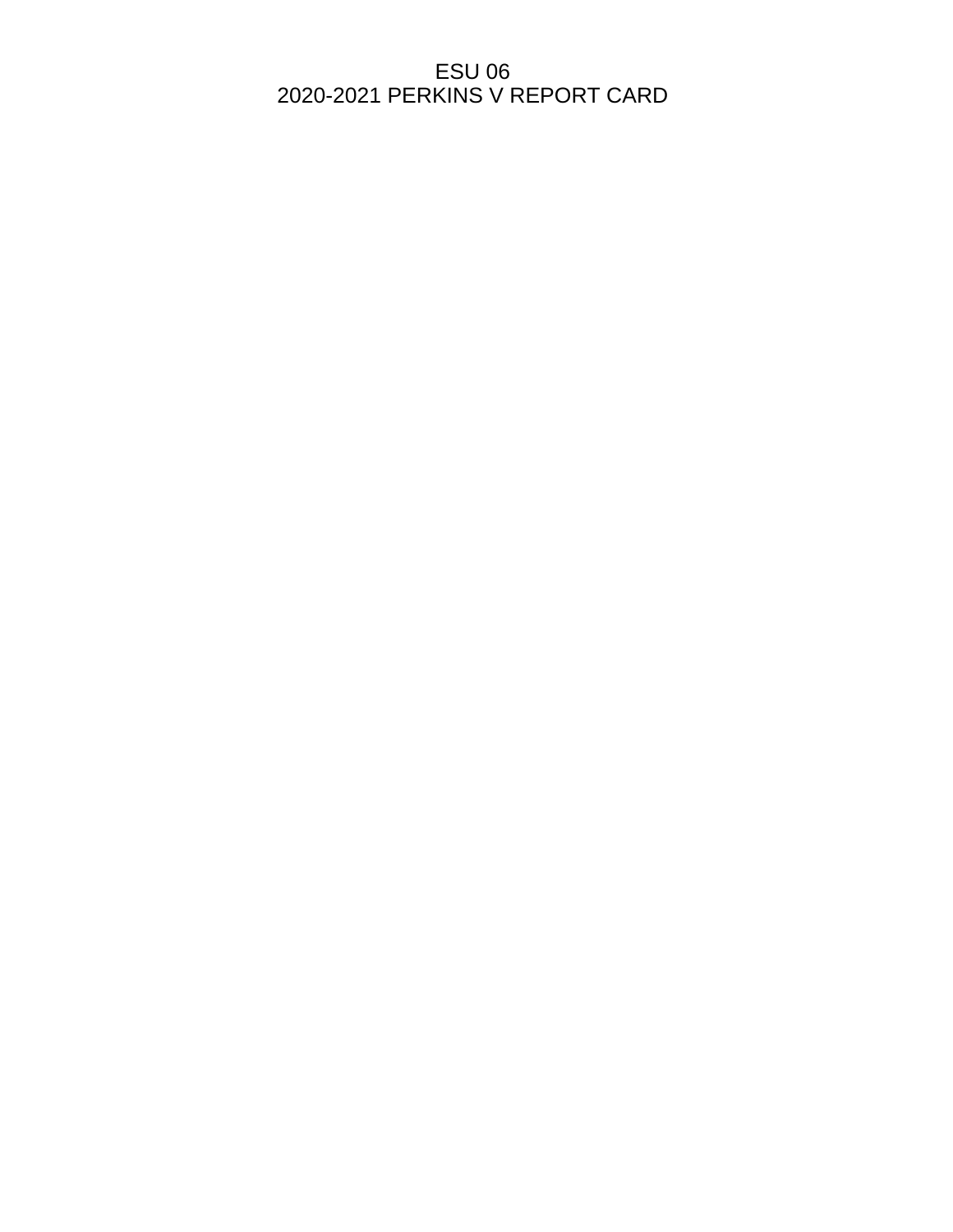# ESU 06
# 2020-2021 PERKINS V REPORT CARD